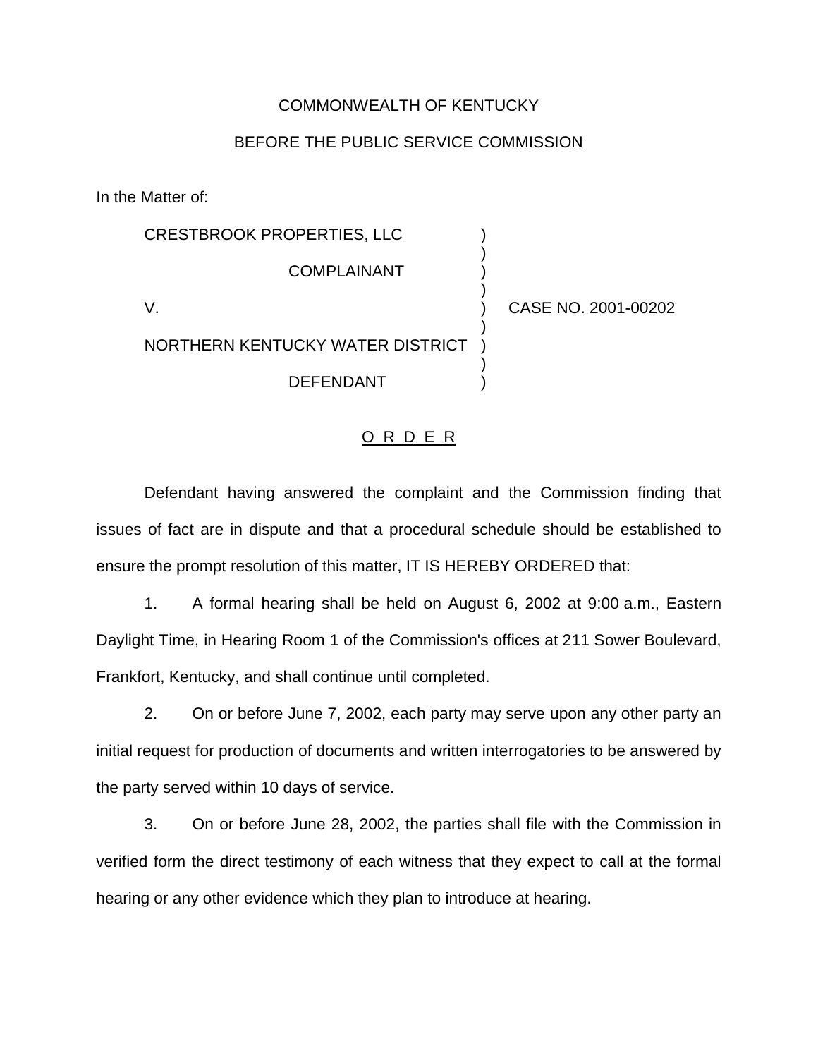COMMONWEALTH OF KENTUCKY

BEFORE THE PUBLIC SERVICE COMMISSION

In the Matter of:

| | | |
|---|---|---|
| CRESTBROOK PROPERTIES, LLC | ) | |
| COMPLAINANT | ) | |
| V. | ) | CASE NO. 2001-00202 |
| NORTHERN KENTUCKY WATER DISTRICT | ) | |
| DEFENDANT | ) | |

## O R D E R

Defendant having answered the complaint and the Commission finding that issues of fact are in dispute and that a procedural schedule should be established to ensure the prompt resolution of this matter, IT IS HEREBY ORDERED that:

1. A formal hearing shall be held on August 6, 2002 at 9:00 a.m., Eastern Daylight Time, in Hearing Room 1 of the Commission's offices at 211 Sower Boulevard, Frankfort, Kentucky, and shall continue until completed.

2. On or before June 7, 2002, each party may serve upon any other party an initial request for production of documents and written interrogatories to be answered by the party served within 10 days of service.

3. On or before June 28, 2002, the parties shall file with the Commission in verified form the direct testimony of each witness that they expect to call at the formal hearing or any other evidence which they plan to introduce at hearing.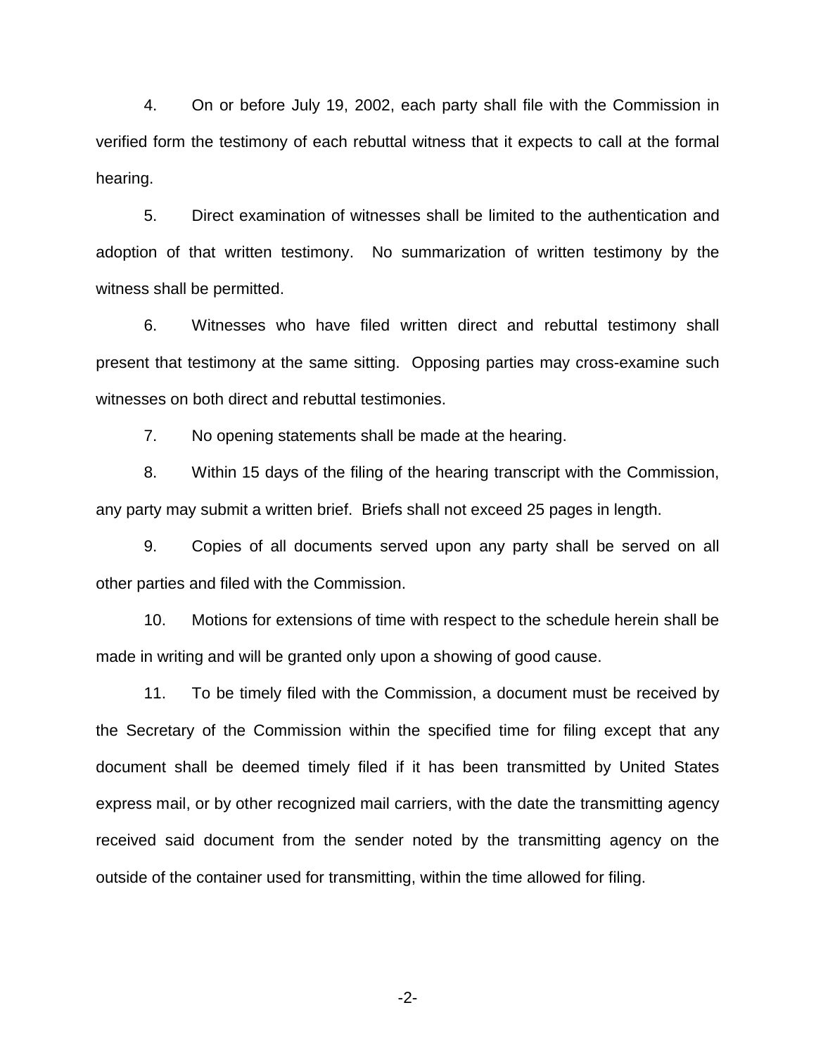4. On or before July 19, 2002, each party shall file with the Commission in verified form the testimony of each rebuttal witness that it expects to call at the formal hearing.

5. Direct examination of witnesses shall be limited to the authentication and adoption of that written testimony. No summarization of written testimony by the witness shall be permitted.

6. Witnesses who have filed written direct and rebuttal testimony shall present that testimony at the same sitting. Opposing parties may cross-examine such witnesses on both direct and rebuttal testimonies.

7. No opening statements shall be made at the hearing.

8. Within 15 days of the filing of the hearing transcript with the Commission, any party may submit a written brief. Briefs shall not exceed 25 pages in length.

9. Copies of all documents served upon any party shall be served on all other parties and filed with the Commission.

10. Motions for extensions of time with respect to the schedule herein shall be made in writing and will be granted only upon a showing of good cause.

11. To be timely filed with the Commission, a document must be received by the Secretary of the Commission within the specified time for filing except that any document shall be deemed timely filed if it has been transmitted by United States express mail, or by other recognized mail carriers, with the date the transmitting agency received said document from the sender noted by the transmitting agency on the outside of the container used for transmitting, within the time allowed for filing.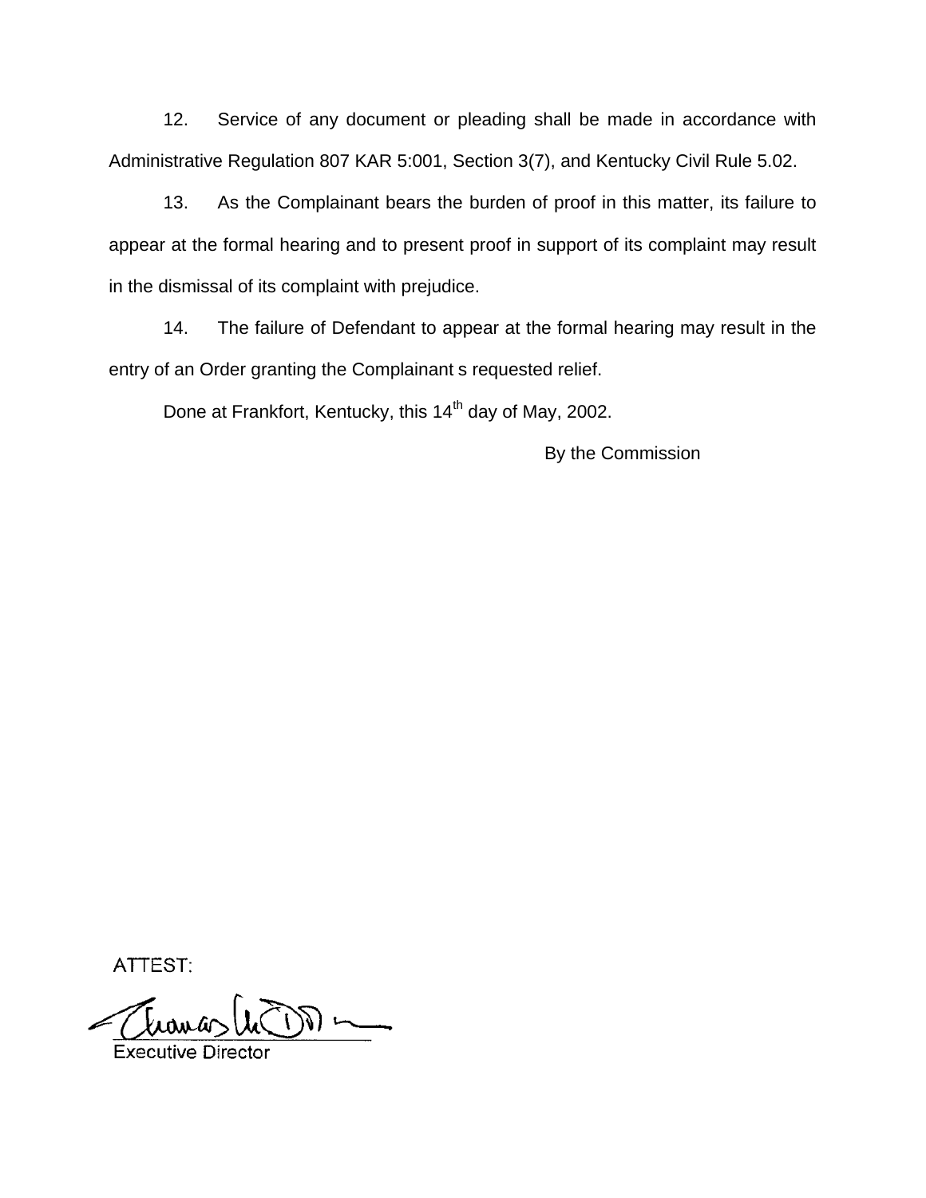12. Service of any document or pleading shall be made in accordance with Administrative Regulation 807 KAR 5:001, Section 3(7), and Kentucky Civil Rule 5.02.

13. As the Complainant bears the burden of proof in this matter, its failure to appear at the formal hearing and to present proof in support of its complaint may result in the dismissal of its complaint with prejudice.

14. The failure of Defendant to appear at the formal hearing may result in the entry of an Order granting the Complainant s requested relief.

Done at Frankfort, Kentucky, this 14th day of May, 2002.

By the Commission

ATTEST:

Executive Director